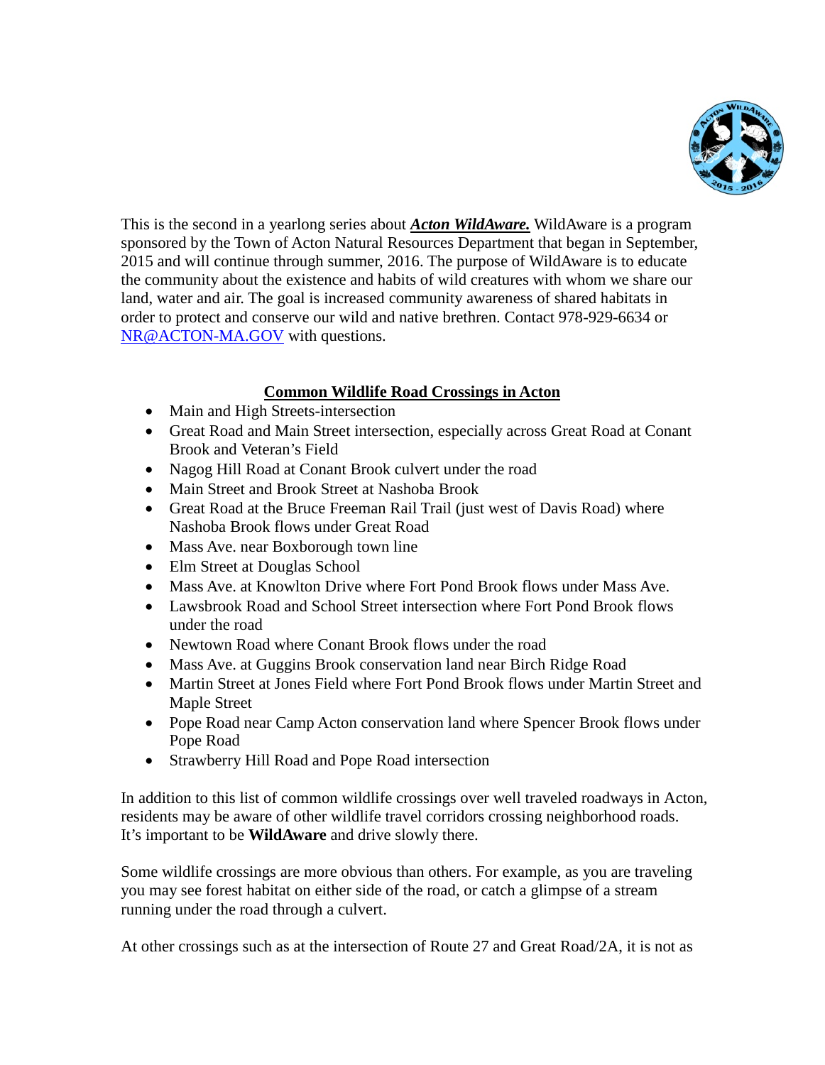This is the second in a yearlong series about ***Acton WildAware.*** WildAware is a program sponsored by the Town of Acton Natural Resources Department that began in September, 2015 and will continue through summer, 2016. The purpose of WildAware is to educate the community about the existence and habits of wild creatures with whom we share our land, water and air. The goal is increased community awareness of shared habitats in order to protect and conserve our wild and native brethren. Contact 978-929-6634 or NR@ACTON-MA.GOV with questions.

## Common Wildlife Road Crossings in Acton

- Main and High Streets-intersection
- Great Road and Main Street intersection, especially across Great Road at Conant Brook and Veteran's Field
- Nagog Hill Road at Conant Brook culvert under the road
- Main Street and Brook Street at Nashoba Brook
- Great Road at the Bruce Freeman Rail Trail (just west of Davis Road) where Nashoba Brook flows under Great Road
- Mass Ave. near Boxborough town line
- Elm Street at Douglas School
- Mass Ave. at Knowlton Drive where Fort Pond Brook flows under Mass Ave.
- Lawsbrook Road and School Street intersection where Fort Pond Brook flows under the road
- Newtown Road where Conant Brook flows under the road
- Mass Ave. at Guggins Brook conservation land near Birch Ridge Road
- Martin Street at Jones Field where Fort Pond Brook flows under Martin Street and Maple Street
- Pope Road near Camp Acton conservation land where Spencer Brook flows under Pope Road
- Strawberry Hill Road and Pope Road intersection

In addition to this list of common wildlife crossings over well traveled roadways in Acton, residents may be aware of other wildlife travel corridors crossing neighborhood roads. It's important to be **WildAware** and drive slowly there.

Some wildlife crossings are more obvious than others. For example, as you are traveling you may see forest habitat on either side of the road, or catch a glimpse of a stream running under the road through a culvert.

At other crossings such as at the intersection of Route 27 and Great Road/2A, it is not as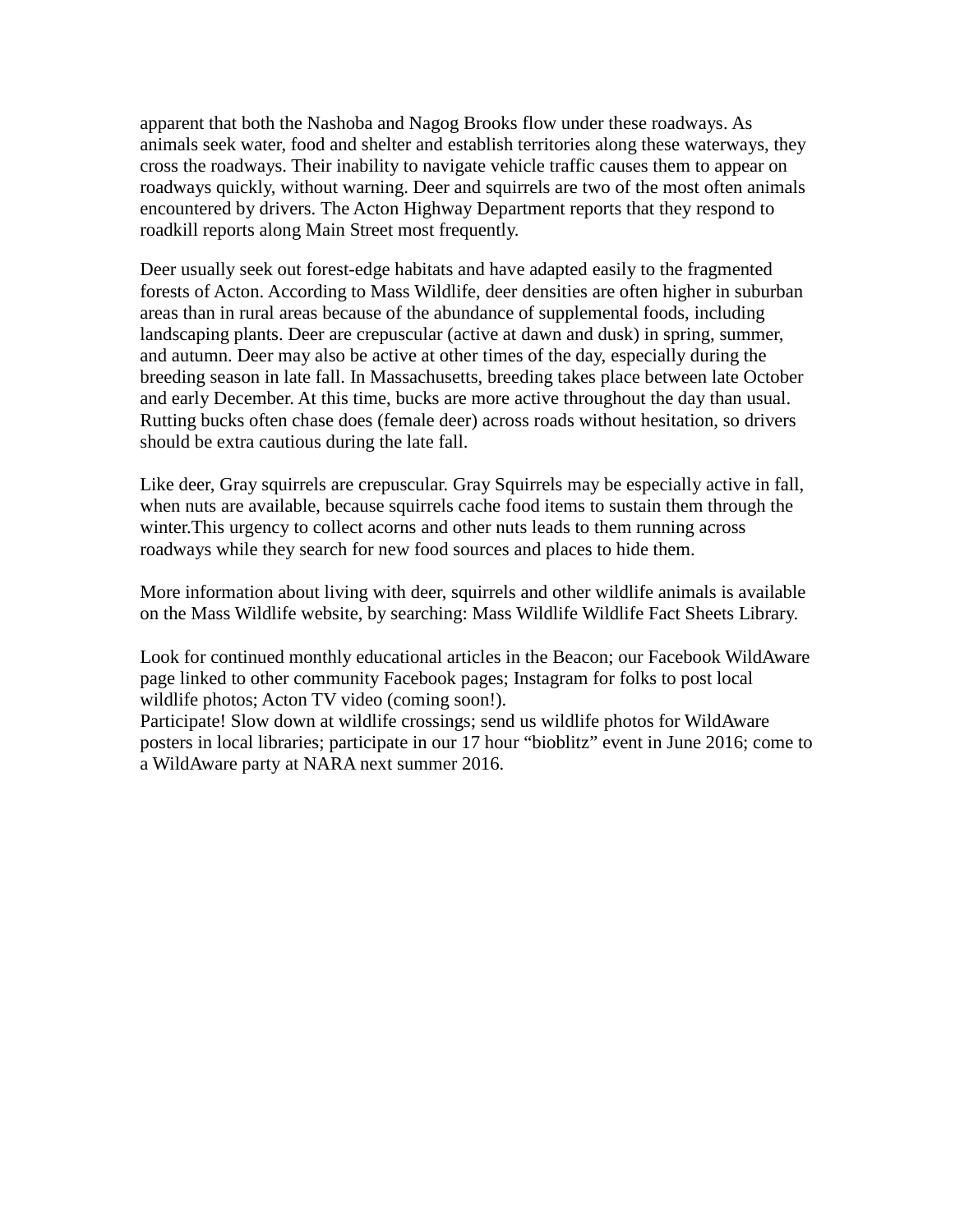apparent that both the Nashoba and Nagog Brooks flow under these roadways. As animals seek water, food and shelter and establish territories along these waterways, they cross the roadways. Their inability to navigate vehicle traffic causes them to appear on roadways quickly, without warning. Deer and squirrels are two of the most often animals encountered by drivers. The Acton Highway Department reports that they respond to roadkill reports along Main Street most frequently.

Deer usually seek out forest-edge habitats and have adapted easily to the fragmented forests of Acton. According to Mass Wildlife, deer densities are often higher in suburban areas than in rural areas because of the abundance of supplemental foods, including landscaping plants. Deer are crepuscular (active at dawn and dusk) in spring, summer, and autumn. Deer may also be active at other times of the day, especially during the breeding season in late fall. In Massachusetts, breeding takes place between late October and early December. At this time, bucks are more active throughout the day than usual. Rutting bucks often chase does (female deer) across roads without hesitation, so drivers should be extra cautious during the late fall.

Like deer, Gray squirrels are crepuscular. Gray Squirrels may be especially active in fall, when nuts are available, because squirrels cache food items to sustain them through the winter.This urgency to collect acorns and other nuts leads to them running across roadways while they search for new food sources and places to hide them.

More information about living with deer, squirrels and other wildlife animals is available on the Mass Wildlife website, by searching: Mass Wildlife Wildlife Fact Sheets Library.

Look for continued monthly educational articles in the Beacon; our Facebook WildAware page linked to other community Facebook pages; Instagram for folks to post local wildlife photos; Acton TV video (coming soon!).
Participate! Slow down at wildlife crossings; send us wildlife photos for WildAware posters in local libraries; participate in our 17 hour "bioblitz" event in June 2016; come to a WildAware party at NARA next summer 2016.